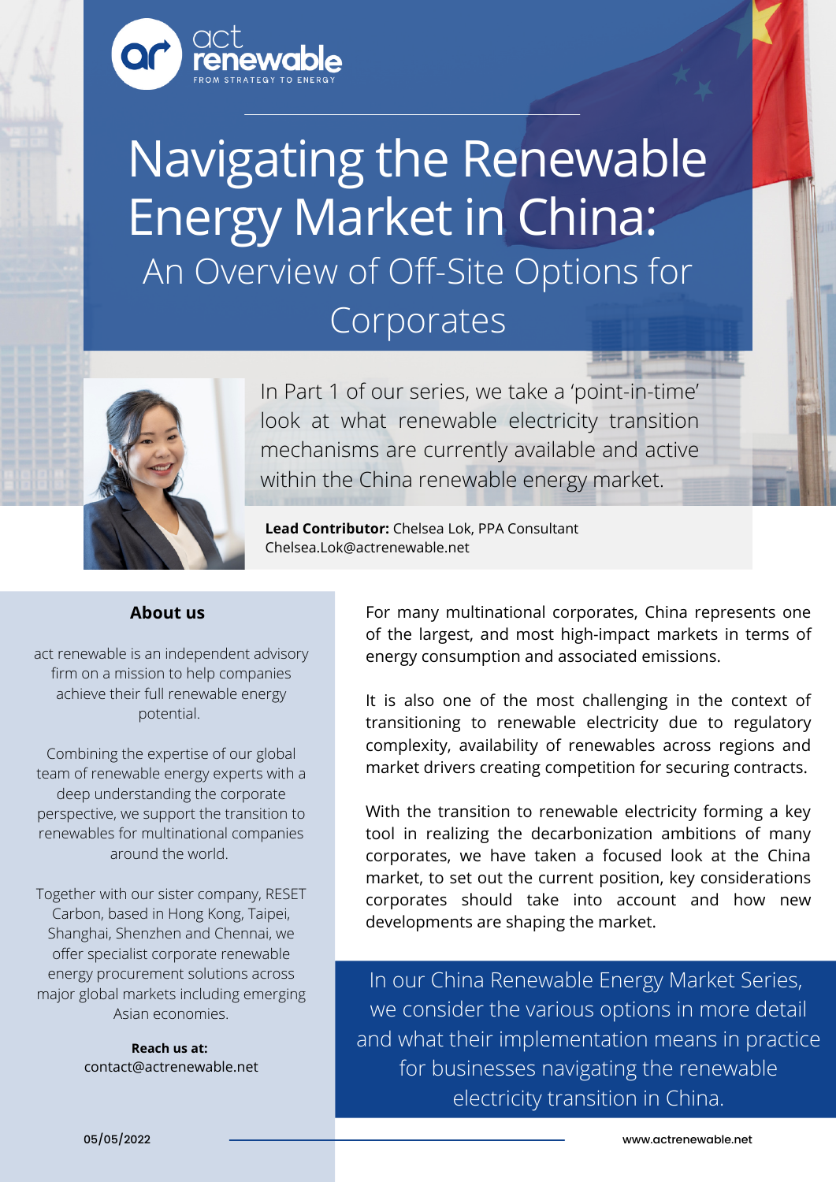act renewable
FROM STRATEGY TO ENERGY

# Navigating the Renewable Energy Market in China:

## An Overview of Off-Site Options for Corporates

In Part 1 of our series, we take a 'point-in-time' look at what renewable electricity transition mechanisms are currently available and active within the China renewable energy market.

**Lead Contributor:** Chelsea Lok, PPA Consultant
Chelsea.Lok@actrenewable.net

### About us

act renewable is an independent advisory firm on a mission to help companies achieve their full renewable energy potential.

Combining the expertise of our global team of renewable energy experts with a deep understanding the corporate perspective, we support the transition to renewables for multinational companies around the world.

Together with our sister company, RESET Carbon, based in Hong Kong, Taipei, Shanghai, Shenzhen and Chennai, we offer specialist corporate renewable energy procurement solutions across major global markets including emerging Asian economies.

**Reach us at:**
contact@actrenewable.net

For many multinational corporates, China represents one of the largest, and most high-impact markets in terms of energy consumption and associated emissions.

It is also one of the most challenging in the context of transitioning to renewable electricity due to regulatory complexity, availability of renewables across regions and market drivers creating competition for securing contracts.

With the transition to renewable electricity forming a key tool in realizing the decarbonization ambitions of many corporates, we have taken a focused look at the China market, to set out the current position, key considerations corporates should take into account and how new developments are shaping the market.

In our China Renewable Energy Market Series, we consider the various options in more detail and what their implementation means in practice for businesses navigating the renewable electricity transition in China.

05/05/2022

www.actrenewable.net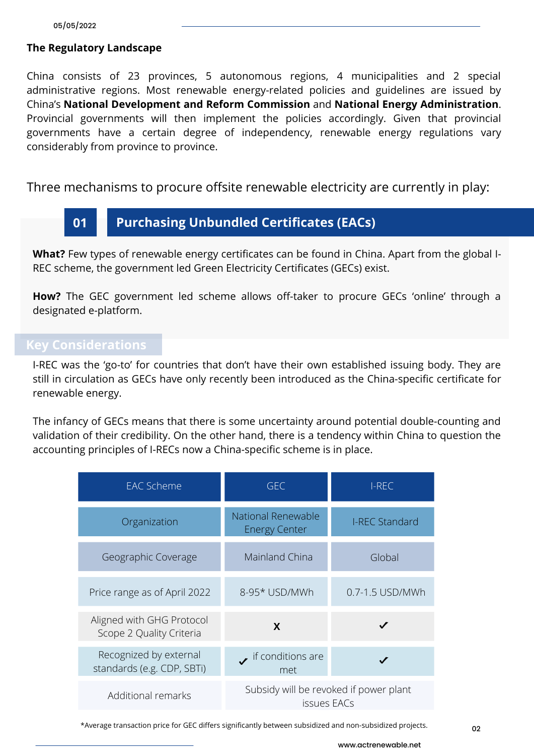## The Regulatory Landscape

China consists of 23 provinces, 5 autonomous regions, 4 municipalities and 2 special administrative regions. Most renewable energy-related policies and guidelines are issued by China's **National Development and Reform Commission** and **National Energy Administration**. Provincial governments will then implement the policies accordingly. Given that provincial governments have a certain degree of independency, renewable energy regulations vary considerably from province to province.

Three mechanisms to procure offsite renewable electricity are currently in play:

### 01 Purchasing Unbundled Certificates (EACs)

**What?** Few types of renewable energy certificates can be found in China. Apart from the global I-REC scheme, the government led Green Electricity Certificates (GECs) exist.

**How?** The GEC government led scheme allows off-taker to procure GECs 'online' through a designated e-platform.

#### Key Considerations

I-REC was the 'go-to' for countries that don't have their own established issuing body. They are still in circulation as GECs have only recently been introduced as the China-specific certificate for renewable energy.

The infancy of GECs means that there is some uncertainty around potential double-counting and validation of their credibility. On the other hand, there is a tendency within China to question the accounting principles of I-RECs now a China-specific scheme is in place.

| EAC Scheme | GEC | I-REC |
|---|---|---|
| Organization | National Renewable Energy Center | I-REC Standard |
| Geographic Coverage | Mainland China | Global |
| Price range as of April 2022 | 8-95* USD/MWh | 0.7-1.5 USD/MWh |
| Aligned with GHG Protocol Scope 2 Quality Criteria | X | ✓ |
| Recognized by external standards (e.g. CDP, SBTi) | ✓ if conditions are met | ✓ |
| Additional remarks | Subsidy will be revoked if power plant issues EACs | |

*Average transaction price for GEC differs significantly between subsidized and non-subsidized projects.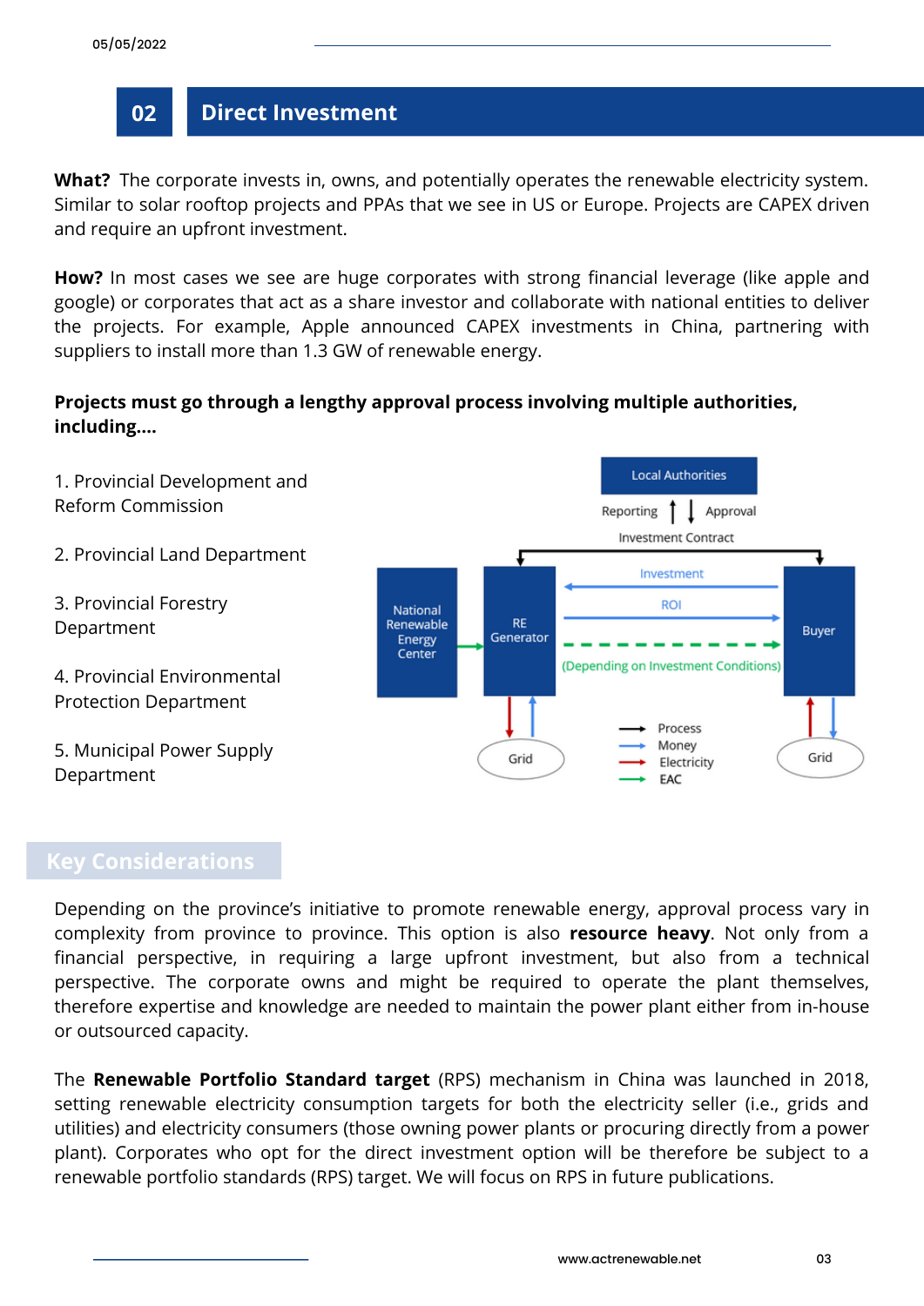## 02 Direct Investment

**What?** The corporate invests in, owns, and potentially operates the renewable electricity system. Similar to solar rooftop projects and PPAs that we see in US or Europe. Projects are CAPEX driven and require an upfront investment.

**How?** In most cases we see are huge corporates with strong financial leverage (like apple and google) or corporates that act as a share investor and collaborate with national entities to deliver the projects. For example, Apple announced CAPEX investments in China, partnering with suppliers to install more than 1.3 GW of renewable energy.

**Projects must go through a lengthy approval process involving multiple authorities, including....**

1. Provincial Development and Reform Commission
2. Provincial Land Department
3. Provincial Forestry Department
4. Provincial Environmental Protection Department
5. Municipal Power Supply Department

Local Authorities

Reporting ↑ ↓ Approval

Investment Contract

National Renewable Energy Center → RE Generator ⇄ Buyer

Investment · ROI · (Depending on Investment Conditions)

Grid · Grid

Process · Money · Electricity · EAC

### Key Considerations

Depending on the province's initiative to promote renewable energy, approval process vary in complexity from province to province. This option is also **resource heavy**. Not only from a financial perspective, in requiring a large upfront investment, but also from a technical perspective. The corporate owns and might be required to operate the plant themselves, therefore expertise and knowledge are needed to maintain the power plant either from in-house or outsourced capacity.

The **Renewable Portfolio Standard target** (RPS) mechanism in China was launched in 2018, setting renewable electricity consumption targets for both the electricity seller (i.e., grids and utilities) and electricity consumers (those owning power plants or procuring directly from a power plant). Corporates who opt for the direct investment option will be therefore be subject to a renewable portfolio standards (RPS) target. We will focus on RPS in future publications.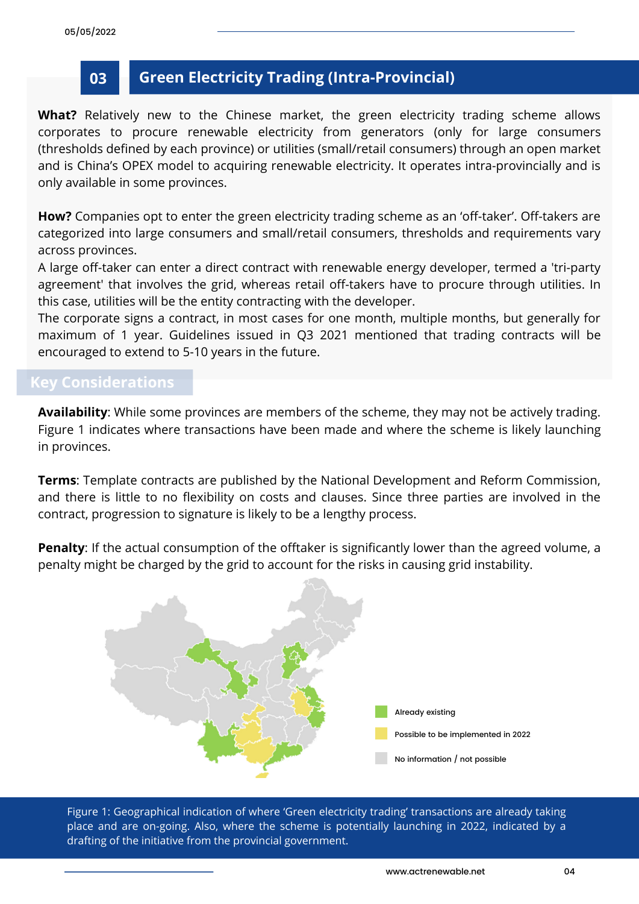## 03 Green Electricity Trading (Intra-Provincial)

**What?** Relatively new to the Chinese market, the green electricity trading scheme allows corporates to procure renewable electricity from generators (only for large consumers (thresholds defined by each province) or utilities (small/retail consumers) through an open market and is China's OPEX model to acquiring renewable electricity. It operates intra-provincially and is only available in some provinces.

**How?** Companies opt to enter the green electricity trading scheme as an 'off-taker'. Off-takers are categorized into large consumers and small/retail consumers, thresholds and requirements vary across provinces.
A large off-taker can enter a direct contract with renewable energy developer, termed a 'tri-party agreement' that involves the grid, whereas retail off-takers have to procure through utilities. In this case, utilities will be the entity contracting with the developer.
The corporate signs a contract, in most cases for one month, multiple months, but generally for maximum of 1 year. Guidelines issued in Q3 2021 mentioned that trading contracts will be encouraged to extend to 5-10 years in the future.

### Key Considerations

**Availability**: While some provinces are members of the scheme, they may not be actively trading. Figure 1 indicates where transactions have been made and where the scheme is likely launching in provinces.

**Terms**: Template contracts are published by the National Development and Reform Commission, and there is little to no flexibility on costs and clauses. Since three parties are involved in the contract, progression to signature is likely to be a lengthy process.

**Penalty**: If the actual consumption of the offtaker is significantly lower than the agreed volume, a penalty might be charged by the grid to account for the risks in causing grid instability.

Already existing

Possible to be implemented in 2022

No information / not possible

Figure 1: Geographical indication of where 'Green electricity trading' transactions are already taking place and are on-going. Also, where the scheme is potentially launching in 2022, indicated by a drafting of the initiative from the provincial government.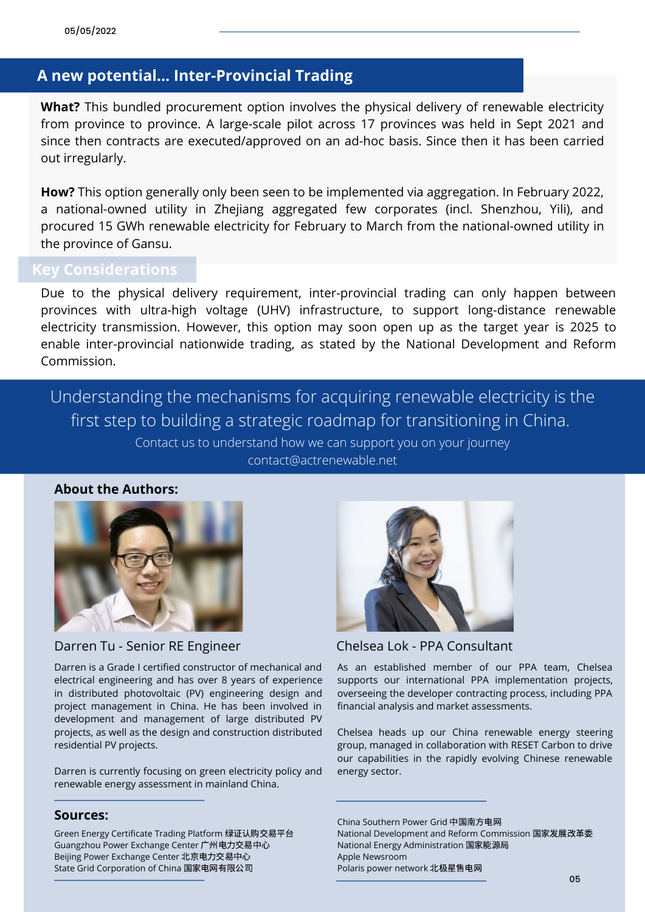05/05/2022

## A new potential... Inter-Provincial Trading

**What?** This bundled procurement option involves the physical delivery of renewable electricity from province to province. A large-scale pilot across 17 provinces was held in Sept 2021 and since then contracts are executed/approved on an ad-hoc basis. Since then it has been carried out irregularly.

**How?** This option generally only been seen to be implemented via aggregation. In February 2022, a national-owned utility in Zhejiang aggregated few corporates (incl. Shenzhou, Yili), and procured 15 GWh renewable electricity for February to March from the national-owned utility in the province of Gansu.

### Key Considerations

Due to the physical delivery requirement, inter-provincial trading can only happen between provinces with ultra-high voltage (UHV) infrastructure, to support long-distance renewable electricity transmission. However, this option may soon open up as the target year is 2025 to enable inter-provincial nationwide trading, as stated by the National Development and Reform Commission.

Understanding the mechanisms for acquiring renewable electricity is the first step to building a strategic roadmap for transitioning in China.

Contact us to understand how we can support you on your journey
contact@actrenewable.net

### About the Authors:

**Darren Tu - Senior RE Engineer**

Darren is a Grade I certified constructor of mechanical and electrical engineering and has over 8 years of experience in distributed photovoltaic (PV) engineering design and project management in China. He has been involved in development and management of large distributed PV projects, as well as the design and construction distributed residential PV projects.

Darren is currently focusing on green electricity policy and renewable energy assessment in mainland China.

**Chelsea Lok - PPA Consultant**

As an established member of our PPA team, Chelsea supports our international PPA implementation projects, overseeing the developer contracting process, including PPA financial analysis and market assessments.

Chelsea heads up our China renewable energy steering group, managed in collaboration with RESET Carbon to drive our capabilities in the rapidly evolving Chinese renewable energy sector.

### Sources:

Green Energy Certificate Trading Platform 绿证认购交易平台
Guangzhou Power Exchange Center 广州电力交易中心
Beijing Power Exchange Center 北京电力交易中心
State Grid Corporation of China 国家电网有限公司
China Southern Power Grid 中国南方电网
National Development and Reform Commission 国家发展改革委
National Energy Administration 国家能源局
Apple Newsroom
Polaris power network 北极星售电网